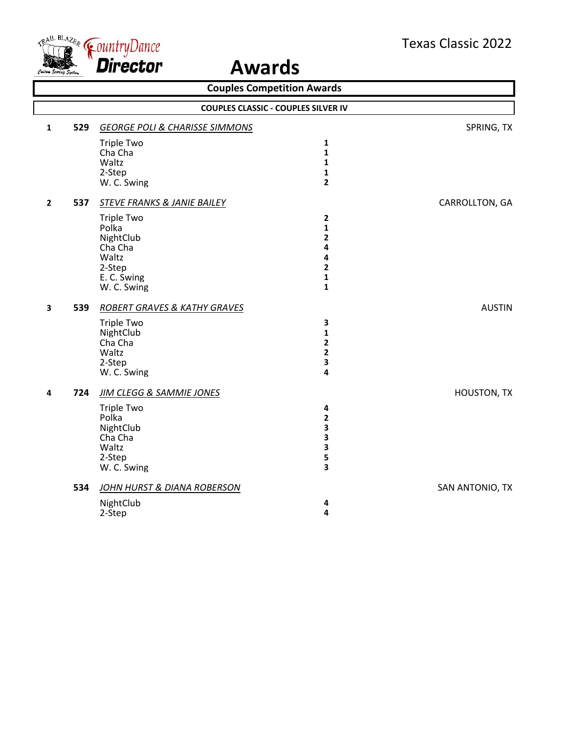Texas Classic 2022

# Awards

## Couples Competition Awards

### COUPLES CLASSIC - COUPLES SILVER IV

**1** **529** *GEORGE POLI & CHARISSE SIMMONS* — SPRING, TX

| Dance | Place |
|---|---|
| Triple Two | 1 |
| Cha Cha | 1 |
| Waltz | 1 |
| 2-Step | 1 |
| W. C. Swing | 2 |

**2** **537** *STEVE FRANKS & JANIE BAILEY* — CARROLLTON, GA

| Dance | Place |
|---|---|
| Triple Two | 2 |
| Polka | 1 |
| NightClub | 2 |
| Cha Cha | 4 |
| Waltz | 4 |
| 2-Step | 2 |
| E. C. Swing | 1 |
| W. C. Swing | 1 |

**3** **539** *ROBERT GRAVES & KATHY GRAVES* — AUSTIN

| Dance | Place |
|---|---|
| Triple Two | 3 |
| NightClub | 1 |
| Cha Cha | 2 |
| Waltz | 2 |
| 2-Step | 3 |
| W. C. Swing | 4 |

**4** **724** *JIM CLEGG & SAMMIE JONES* — HOUSTON, TX

| Dance | Place |
|---|---|
| Triple Two | 4 |
| Polka | 2 |
| NightClub | 3 |
| Cha Cha | 3 |
| Waltz | 3 |
| 2-Step | 5 |
| W. C. Swing | 3 |

**534** *JOHN HURST & DIANA ROBERSON* — SAN ANTONIO, TX

| Dance | Place |
|---|---|
| NightClub | 4 |
| 2-Step | 4 |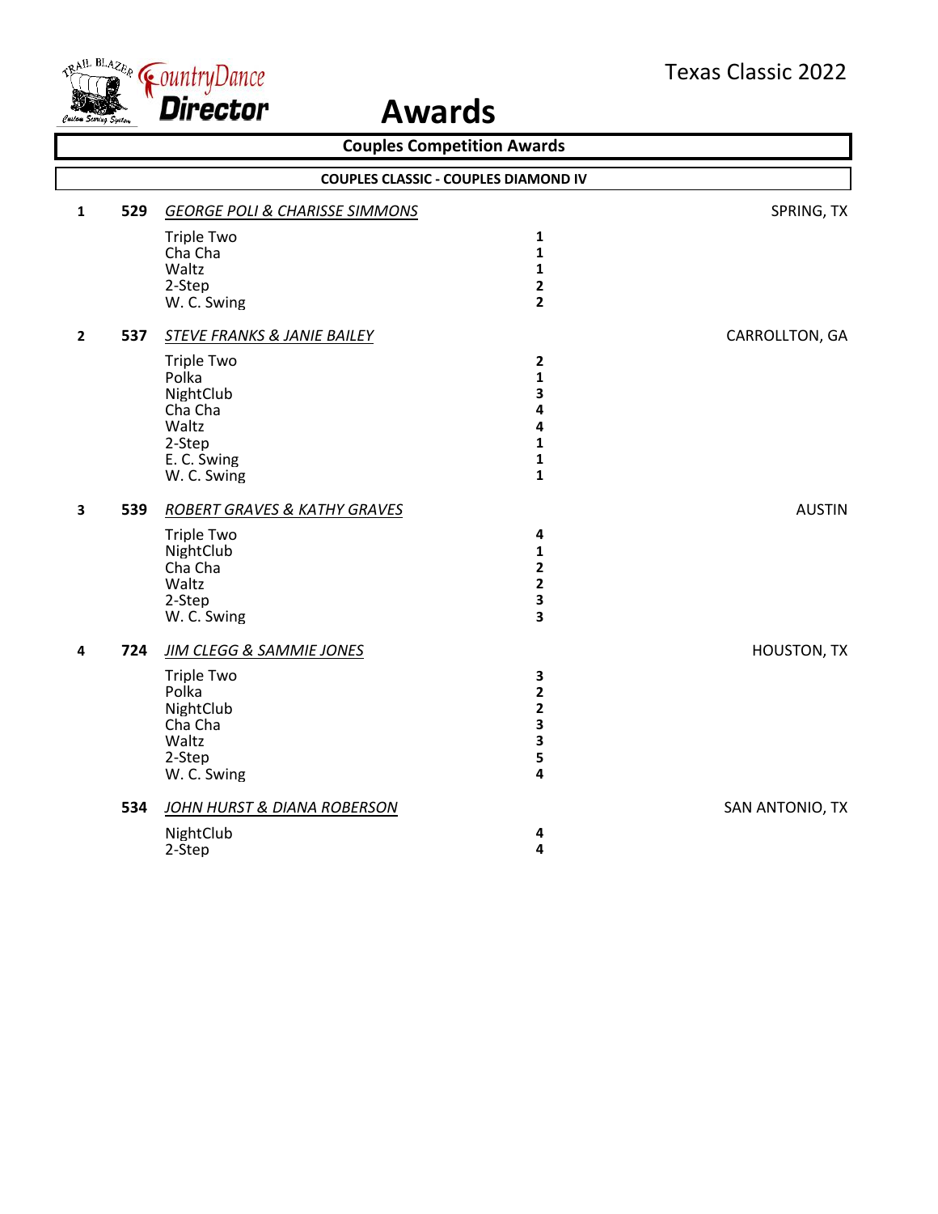Texas Classic 2022

# Awards

## Couples Competition Awards

### COUPLES CLASSIC - COUPLES DIAMOND IV

**1** **529** *GEORGE POLI & CHARISSE SIMMONS* — SPRING, TX

| Dance | Place |
|---|---|
| Triple Two | 1 |
| Cha Cha | 1 |
| Waltz | 1 |
| 2-Step | 2 |
| W. C. Swing | 2 |

**2** **537** *STEVE FRANKS & JANIE BAILEY* — CARROLLTON, GA

| Dance | Place |
|---|---|
| Triple Two | 2 |
| Polka | 1 |
| NightClub | 3 |
| Cha Cha | 4 |
| Waltz | 4 |
| 2-Step | 1 |
| E. C. Swing | 1 |
| W. C. Swing | 1 |

**3** **539** *ROBERT GRAVES & KATHY GRAVES* — AUSTIN

| Dance | Place |
|---|---|
| Triple Two | 4 |
| NightClub | 1 |
| Cha Cha | 2 |
| Waltz | 2 |
| 2-Step | 3 |
| W. C. Swing | 3 |

**4** **724** *JIM CLEGG & SAMMIE JONES* — HOUSTON, TX

| Dance | Place |
|---|---|
| Triple Two | 3 |
| Polka | 2 |
| NightClub | 2 |
| Cha Cha | 3 |
| Waltz | 3 |
| 2-Step | 5 |
| W. C. Swing | 4 |

**534** *JOHN HURST & DIANA ROBERSON* — SAN ANTONIO, TX

| Dance | Place |
|---|---|
| NightClub | 4 |
| 2-Step | 4 |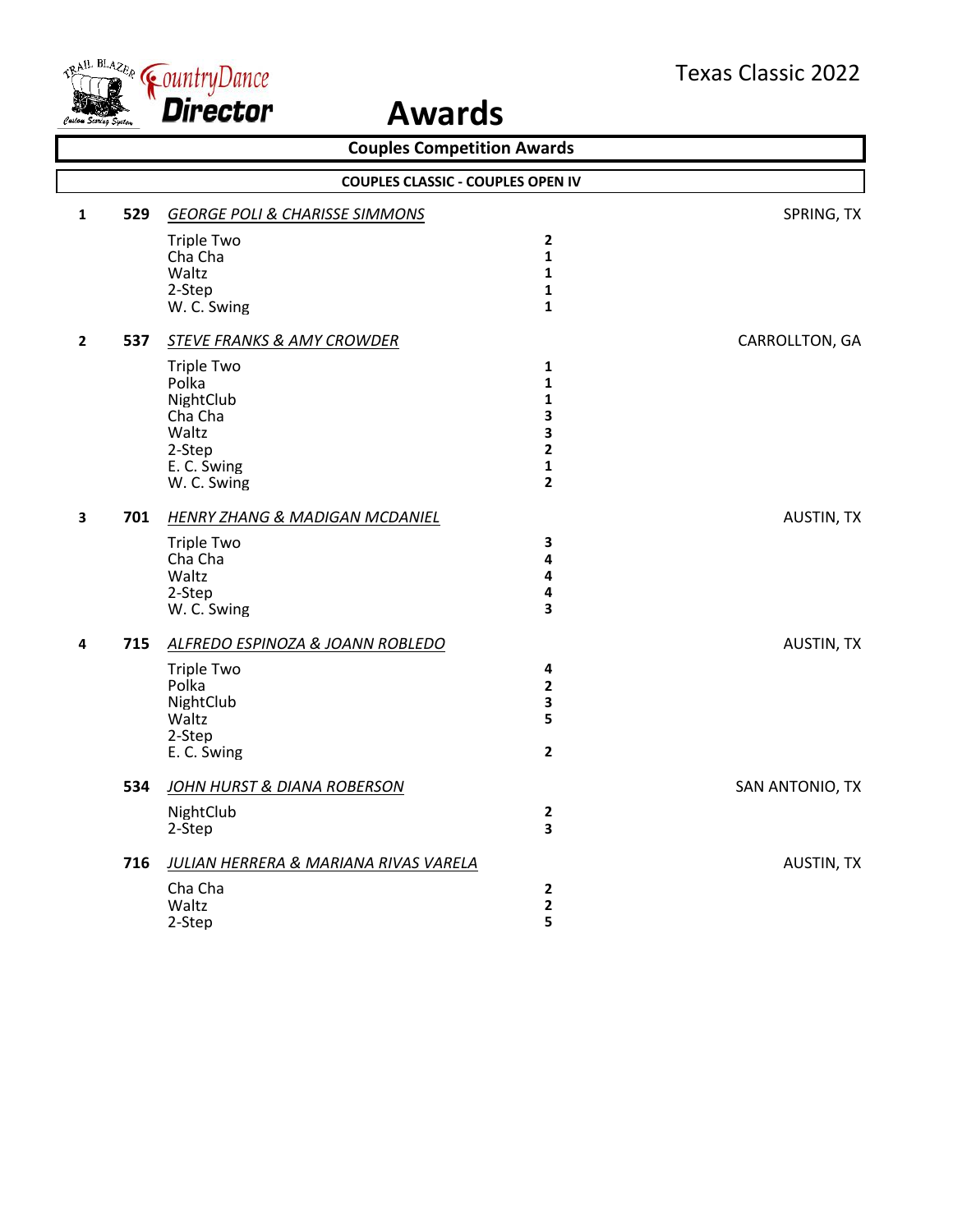# Awards

Texas Classic 2022

## Couples Competition Awards

### COUPLES CLASSIC - COUPLES OPEN IV

**1** **529** *GEORGE POLI & CHARISSE SIMMONS* — SPRING, TX

| Dance | Place |
|---|---|
| Triple Two | **2** |
| Cha Cha | **1** |
| Waltz | **1** |
| 2-Step | **1** |
| W. C. Swing | **1** |

**2** **537** *STEVE FRANKS & AMY CROWDER* — CARROLLTON, GA

| Dance | Place |
|---|---|
| Triple Two | **1** |
| Polka | **1** |
| NightClub | **1** |
| Cha Cha | **3** |
| Waltz | **3** |
| 2-Step | **2** |
| E. C. Swing | **1** |
| W. C. Swing | **2** |

**3** **701** *HENRY ZHANG & MADIGAN MCDANIEL* — AUSTIN, TX

| Dance | Place |
|---|---|
| Triple Two | **3** |
| Cha Cha | **4** |
| Waltz | **4** |
| 2-Step | **4** |
| W. C. Swing | **3** |

**4** **715** *ALFREDO ESPINOZA & JOANN ROBLEDO* — AUSTIN, TX

| Dance | Place |
|---|---|
| Triple Two | **4** |
| Polka | **2** |
| NightClub | **3** |
| Waltz | **5** |
| 2-Step | |
| E. C. Swing | **2** |

**534** *JOHN HURST & DIANA ROBERSON* — SAN ANTONIO, TX

| Dance | Place |
|---|---|
| NightClub | **2** |
| 2-Step | **3** |

**716** *JULIAN HERRERA & MARIANA RIVAS VARELA* — AUSTIN, TX

| Dance | Place |
|---|---|
| Cha Cha | **2** |
| Waltz | **2** |
| 2-Step | **5** |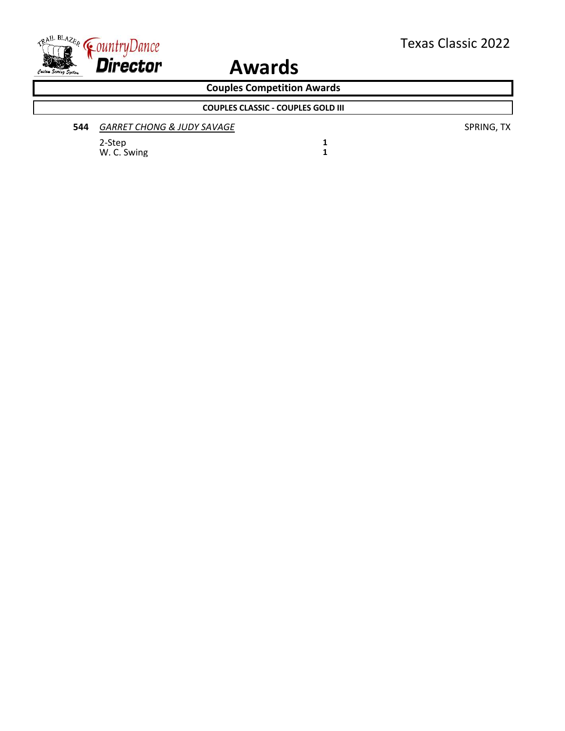# Awards

## Couples Competition Awards

### COUPLES CLASSIC - COUPLES GOLD III

**544** *GARRET CHONG & JUDY SAVAGE* SPRING, TX

| Dance | Place |
| --- | --- |
| 2-Step | **1** |
| W. C. Swing | **1** |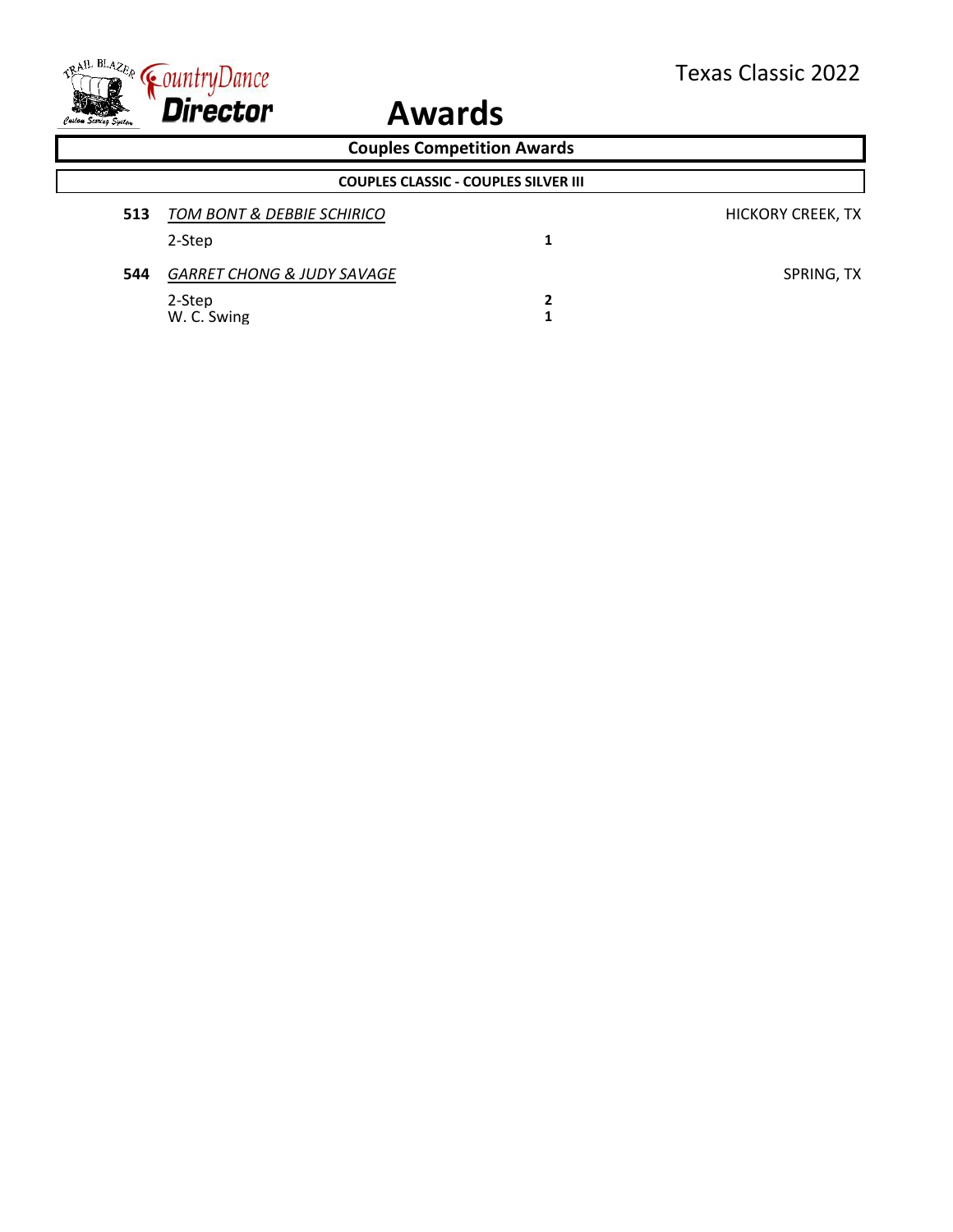# Awards

## Couples Competition Awards

### COUPLES CLASSIC - COUPLES SILVER III

**513** *TOM BONT & DEBBIE SCHIRICO* — HICKORY CREEK, TX

| Dance | Place |
|---|---|
| 2-Step | **1** |

**544** *GARRET CHONG & JUDY SAVAGE* — SPRING, TX

| Dance | Place |
|---|---|
| 2-Step | **2** |
| W. C. Swing | **1** |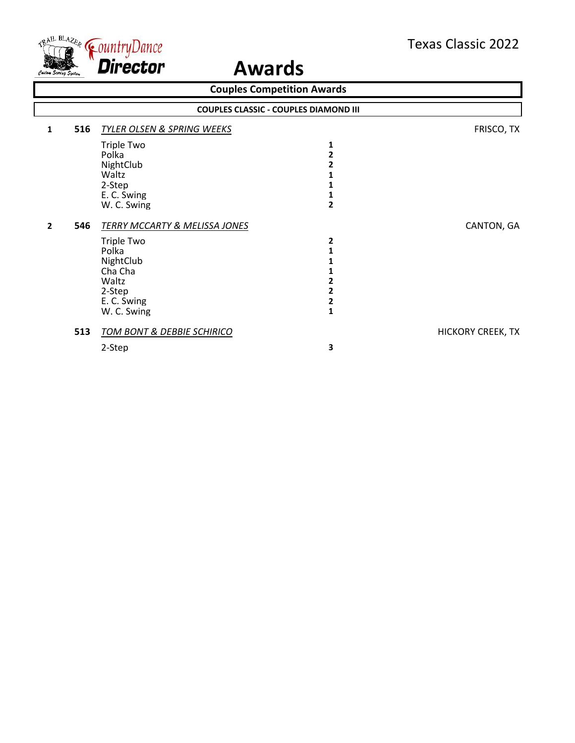Texas Classic 2022

# Awards

## Couples Competition Awards

### COUPLES CLASSIC - COUPLES DIAMOND III

| Place | No. | Couple / Dance | Placement | Location |
|---|---|---|---|---|
| 1 | 516 | *TYLER OLSEN & SPRING WEEKS* | | FRISCO, TX |
| | | Triple Two | 1 | |
| | | Polka | 2 | |
| | | NightClub | 2 | |
| | | Waltz | 1 | |
| | | 2-Step | 1 | |
| | | E. C. Swing | 1 | |
| | | W. C. Swing | 2 | |
| 2 | 546 | *TERRY MCCARTY & MELISSA JONES* | | CANTON, GA |
| | | Triple Two | 2 | |
| | | Polka | 1 | |
| | | NightClub | 1 | |
| | | Cha Cha | 1 | |
| | | Waltz | 2 | |
| | | 2-Step | 2 | |
| | | E. C. Swing | 2 | |
| | | W. C. Swing | 1 | |
| | 513 | *TOM BONT & DEBBIE SCHIRICO* | | HICKORY CREEK, TX |
| | | 2-Step | 3 | |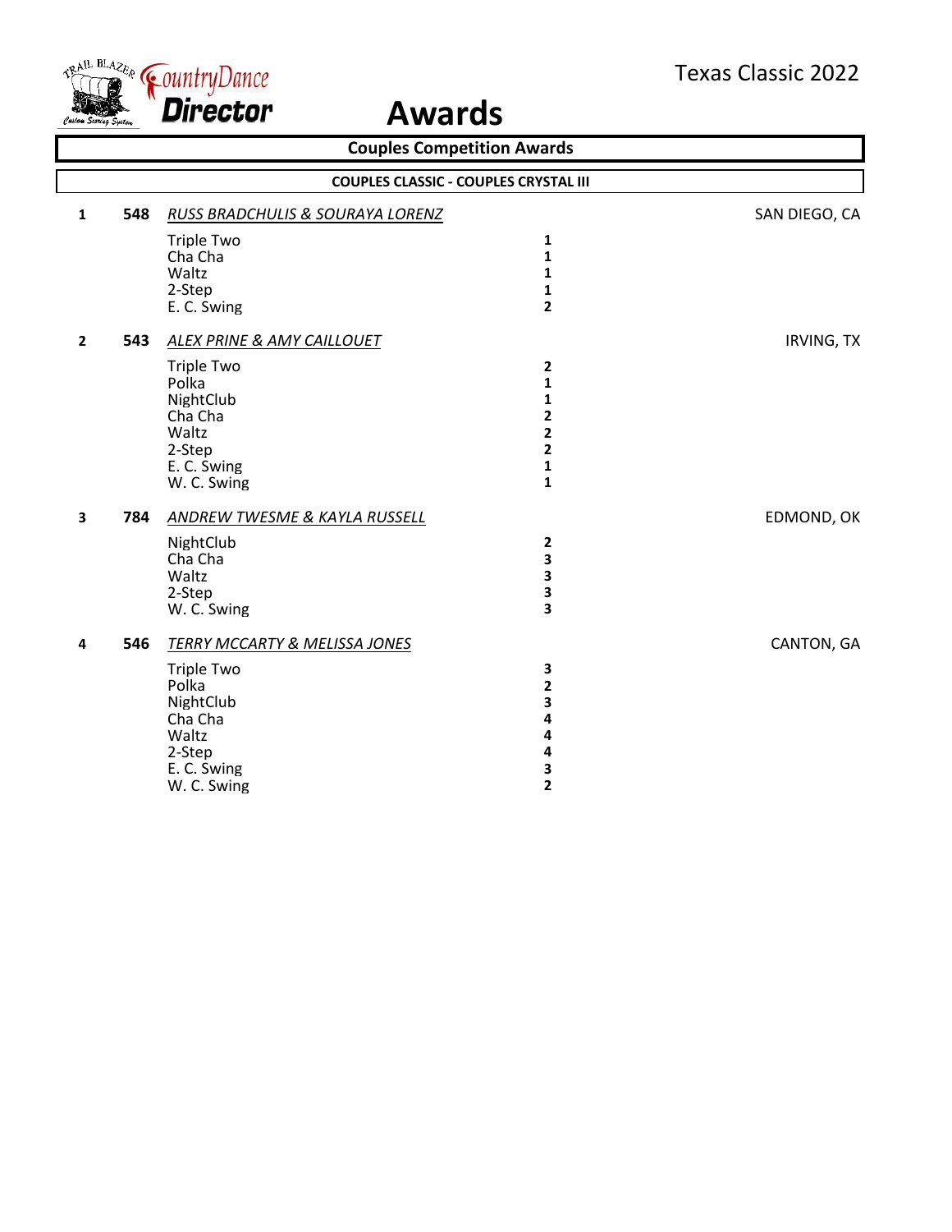Texas Classic 2022

# Awards

## Couples Competition Awards

### COUPLES CLASSIC - COUPLES CRYSTAL III

| Place | No. | Couple / Dance | Placement | Location |
|---|---|---|---|---|
| **1** | **548** | *RUSS BRADCHULIS & SOURAYA LORENZ* | | SAN DIEGO, CA |
| | | Triple Two | **1** | |
| | | Cha Cha | **1** | |
| | | Waltz | **1** | |
| | | 2-Step | **1** | |
| | | E. C. Swing | **2** | |
| **2** | **543** | *ALEX PRINE & AMY CAILLOUET* | | IRVING, TX |
| | | Triple Two | **2** | |
| | | Polka | **1** | |
| | | NightClub | **1** | |
| | | Cha Cha | **2** | |
| | | Waltz | **2** | |
| | | 2-Step | **2** | |
| | | E. C. Swing | **1** | |
| | | W. C. Swing | **1** | |
| **3** | **784** | *ANDREW TWESME & KAYLA RUSSELL* | | EDMOND, OK |
| | | NightClub | **2** | |
| | | Cha Cha | **3** | |
| | | Waltz | **3** | |
| | | 2-Step | **3** | |
| | | W. C. Swing | **3** | |
| **4** | **546** | *TERRY MCCARTY & MELISSA JONES* | | CANTON, GA |
| | | Triple Two | **3** | |
| | | Polka | **2** | |
| | | NightClub | **3** | |
| | | Cha Cha | **4** | |
| | | Waltz | **4** | |
| | | 2-Step | **4** | |
| | | E. C. Swing | **3** | |
| | | W. C. Swing | **2** | |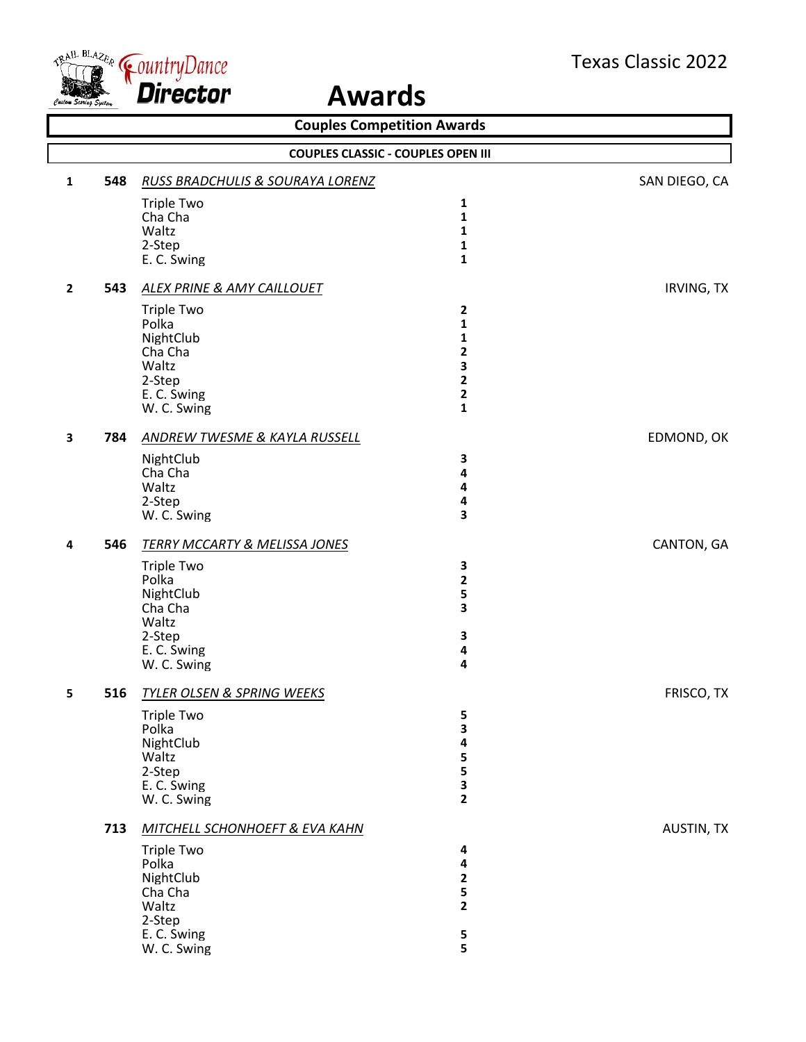# Awards

Texas Classic 2022

## Couples Competition Awards

### COUPLES CLASSIC - COUPLES OPEN III

**1 548** ***RUSS BRADCHULIS & SOURAYA LORENZ*** SAN DIEGO, CA

| Dance | Place |
|---|---|
| Triple Two | 1 |
| Cha Cha | 1 |
| Waltz | 1 |
| 2-Step | 1 |
| E. C. Swing | 1 |

**2 543** ***ALEX PRINE & AMY CAILLOUET*** IRVING, TX

| Dance | Place |
|---|---|
| Triple Two | 2 |
| Polka | 1 |
| NightClub | 1 |
| Cha Cha | 2 |
| Waltz | 3 |
| 2-Step | 2 |
| E. C. Swing | 2 |
| W. C. Swing | 1 |

**3 784** ***ANDREW TWESME & KAYLA RUSSELL*** EDMOND, OK

| Dance | Place |
|---|---|
| NightClub | 3 |
| Cha Cha | 4 |
| Waltz | 4 |
| 2-Step | 4 |
| W. C. Swing | 3 |

**4 546** ***TERRY MCCARTY & MELISSA JONES*** CANTON, GA

| Dance | Place |
|---|---|
| Triple Two | 3 |
| Polka | 2 |
| NightClub | 5 |
| Cha Cha | 3 |
| Waltz | |
| 2-Step | 3 |
| E. C. Swing | 4 |
| W. C. Swing | 4 |

**5 516** ***TYLER OLSEN & SPRING WEEKS*** FRISCO, TX

| Dance | Place |
|---|---|
| Triple Two | 5 |
| Polka | 3 |
| NightClub | 4 |
| Waltz | 5 |
| 2-Step | 5 |
| E. C. Swing | 3 |
| W. C. Swing | 2 |

**713** ***MITCHELL SCHONHOEFT & EVA KAHN*** AUSTIN, TX

| Dance | Place |
|---|---|
| Triple Two | 4 |
| Polka | 4 |
| NightClub | 2 |
| Cha Cha | 5 |
| Waltz | 2 |
| 2-Step | |
| E. C. Swing | 5 |
| W. C. Swing | 5 |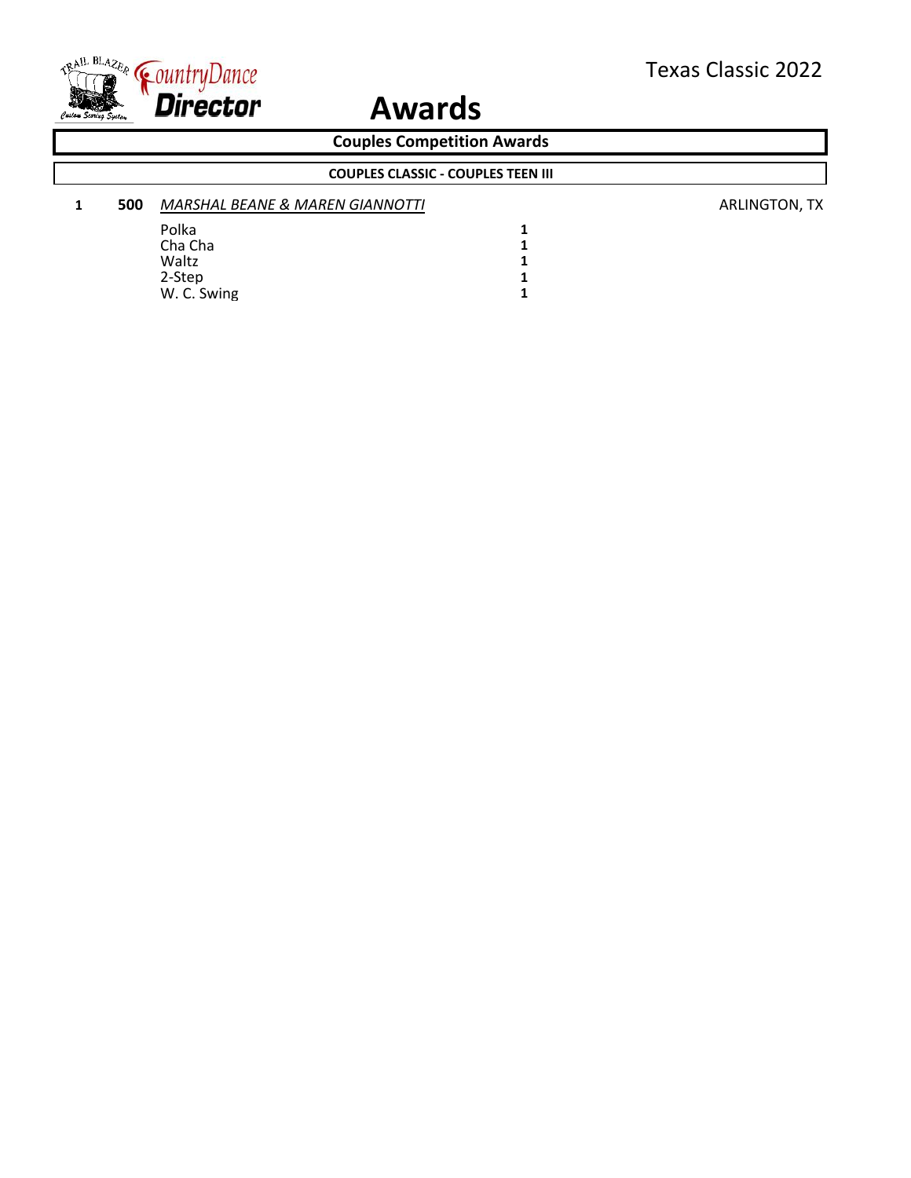Texas Classic 2022

# Awards

## Couples Competition Awards

### COUPLES CLASSIC - COUPLES TEEN III

| Place | No. | Couple | | Location |
|---|---|---|---|---|
| **1** | **500** | *MARSHAL BEANE & MAREN GIANNOTTI* | | ARLINGTON, TX |
| | | Polka | **1** | |
| | | Cha Cha | **1** | |
| | | Waltz | **1** | |
| | | 2-Step | **1** | |
| | | W. C. Swing | **1** | |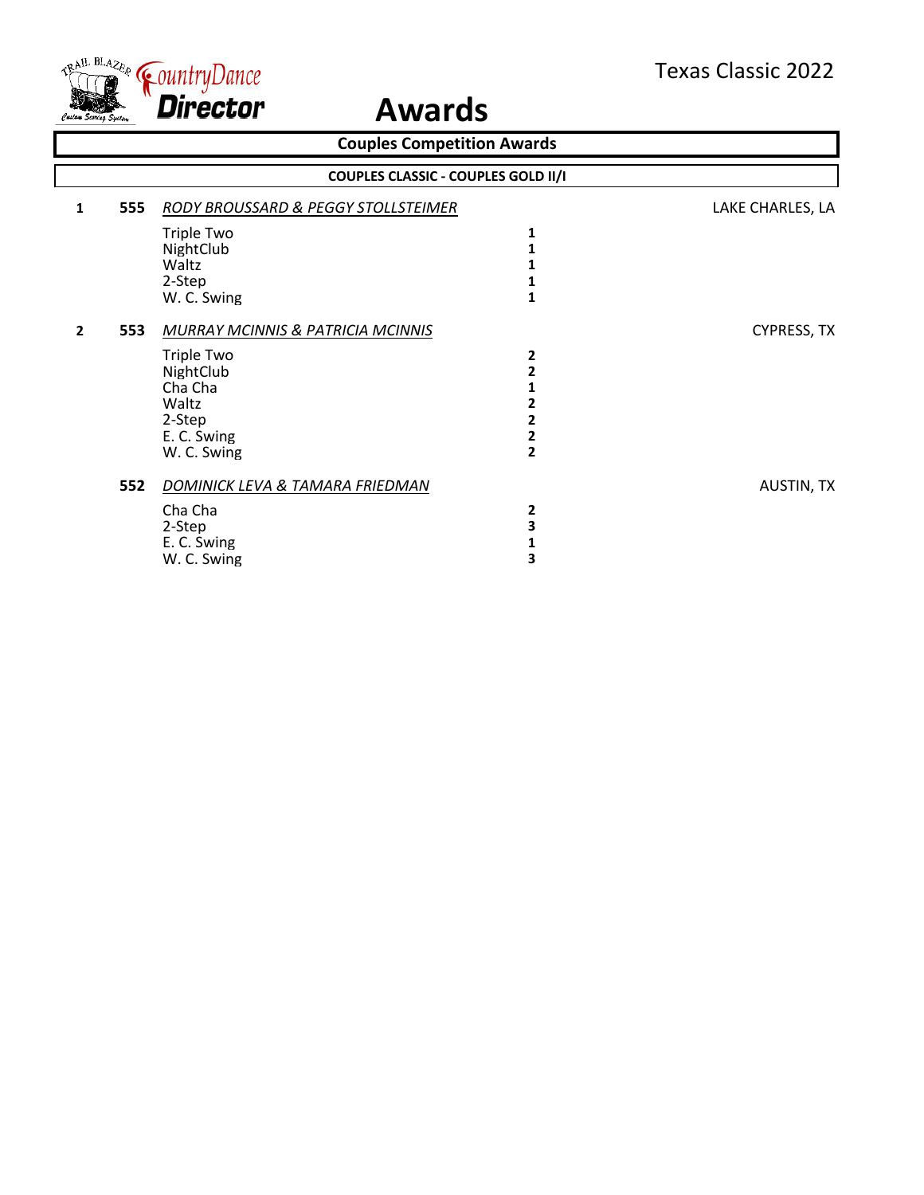# Awards

Texas Classic 2022

## Couples Competition Awards

### COUPLES CLASSIC - COUPLES GOLD II/I

**1** **555** *RODY BROUSSARD & PEGGY STOLLSTEIMER* — LAKE CHARLES, LA

| Dance | Place |
|---|---|
| Triple Two | **1** |
| NightClub | **1** |
| Waltz | **1** |
| 2-Step | **1** |
| W. C. Swing | **1** |

**2** **553** *MURRAY MCINNIS & PATRICIA MCINNIS* — CYPRESS, TX

| Dance | Place |
|---|---|
| Triple Two | **2** |
| NightClub | **2** |
| Cha Cha | **1** |
| Waltz | **2** |
| 2-Step | **2** |
| E. C. Swing | **2** |
| W. C. Swing | **2** |

**552** *DOMINICK LEVA & TAMARA FRIEDMAN* — AUSTIN, TX

| Dance | Place |
|---|---|
| Cha Cha | **2** |
| 2-Step | **3** |
| E. C. Swing | **1** |
| W. C. Swing | **3** |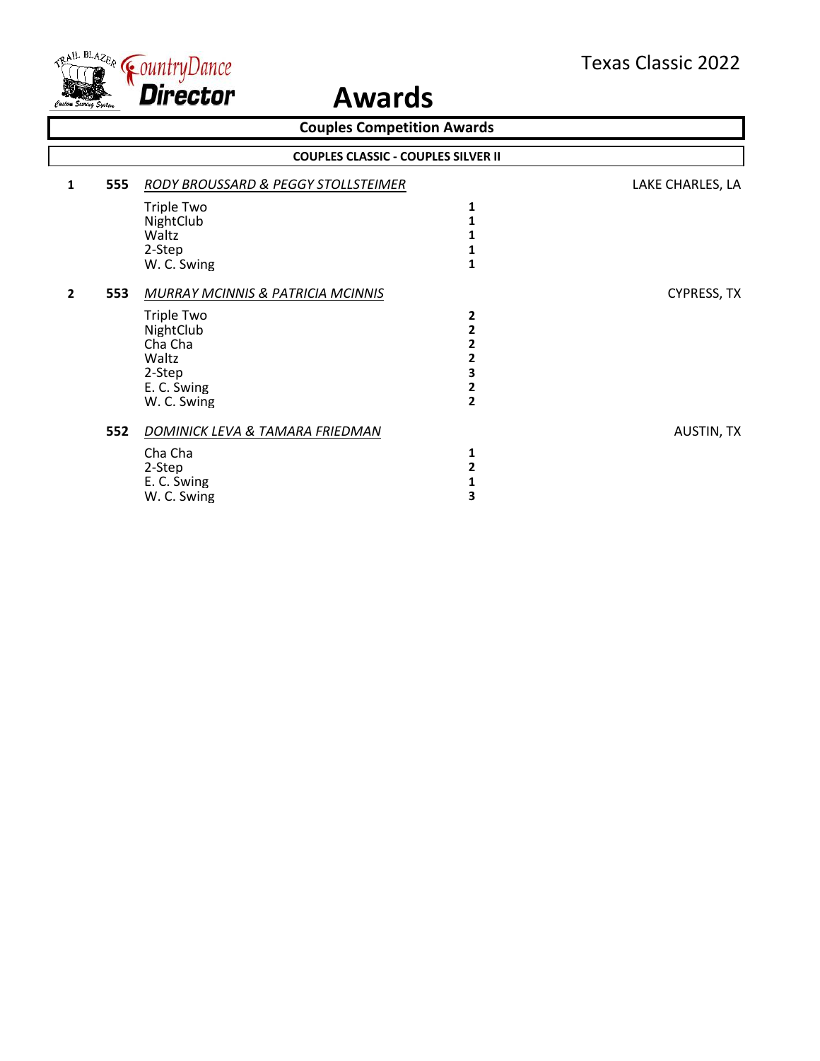Texas Classic 2022

TRAIL BLAZER Custom Scoring System CountryDance Director

# Awards

## Couples Competition Awards

### COUPLES CLASSIC - COUPLES SILVER II

| Place | No. | Couple / Dance | Placement | Location |
|---|---|---|---|---|
| 1 | 555 | *RODY BROUSSARD & PEGGY STOLLSTEIMER* | | LAKE CHARLES, LA |
| | | Triple Two | 1 | |
| | | NightClub | 1 | |
| | | Waltz | 1 | |
| | | 2-Step | 1 | |
| | | W. C. Swing | 1 | |
| 2 | 553 | *MURRAY MCINNIS & PATRICIA MCINNIS* | | CYPRESS, TX |
| | | Triple Two | 2 | |
| | | NightClub | 2 | |
| | | Cha Cha | 2 | |
| | | Waltz | 2 | |
| | | 2-Step | 3 | |
| | | E. C. Swing | 2 | |
| | | W. C. Swing | 2 | |
| | 552 | *DOMINICK LEVA & TAMARA FRIEDMAN* | | AUSTIN, TX |
| | | Cha Cha | 1 | |
| | | 2-Step | 2 | |
| | | E. C. Swing | 1 | |
| | | W. C. Swing | 3 | |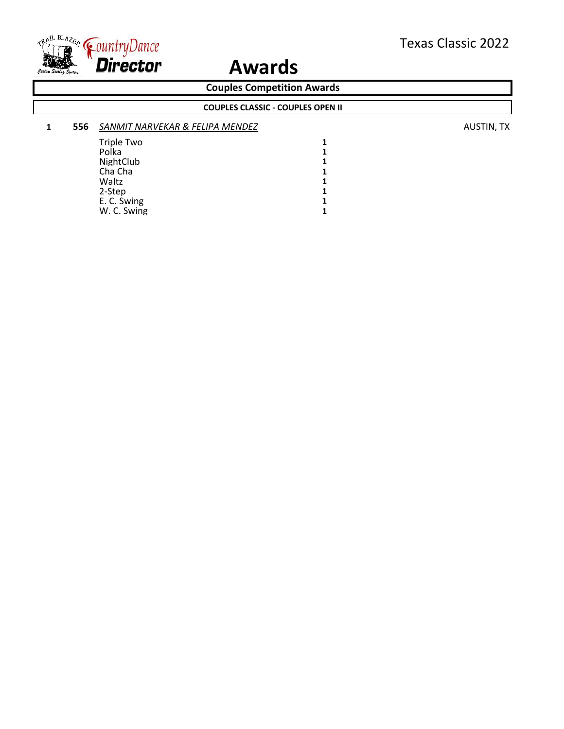Texas Classic 2022

# Awards

## Couples Competition Awards

### COUPLES CLASSIC - COUPLES OPEN II

**1** **556** *SANMIT NARVEKAR & FELIPA MENDEZ* AUSTIN, TX

| Dance | Place |
|---|---|
| Triple Two | **1** |
| Polka | **1** |
| NightClub | **1** |
| Cha Cha | **1** |
| Waltz | **1** |
| 2-Step | **1** |
| E. C. Swing | **1** |
| W. C. Swing | **1** |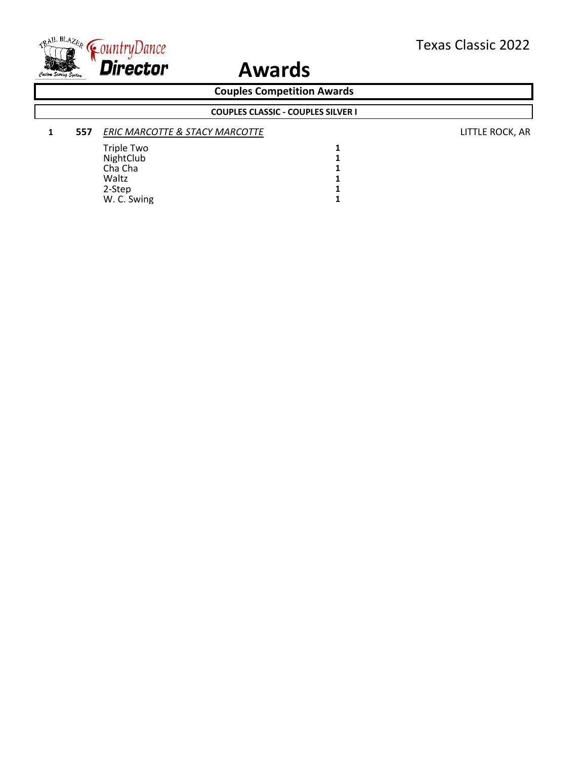# Awards

Texas Classic 2022

## Couples Competition Awards

### COUPLES CLASSIC - COUPLES SILVER I

**1** **557** *ERIC MARCOTTE & STACY MARCOTTE* LITTLE ROCK, AR

| Dance | Place |
|---|---|
| Triple Two | **1** |
| NightClub | **1** |
| Cha Cha | **1** |
| Waltz | **1** |
| 2-Step | **1** |
| W. C. Swing | **1** |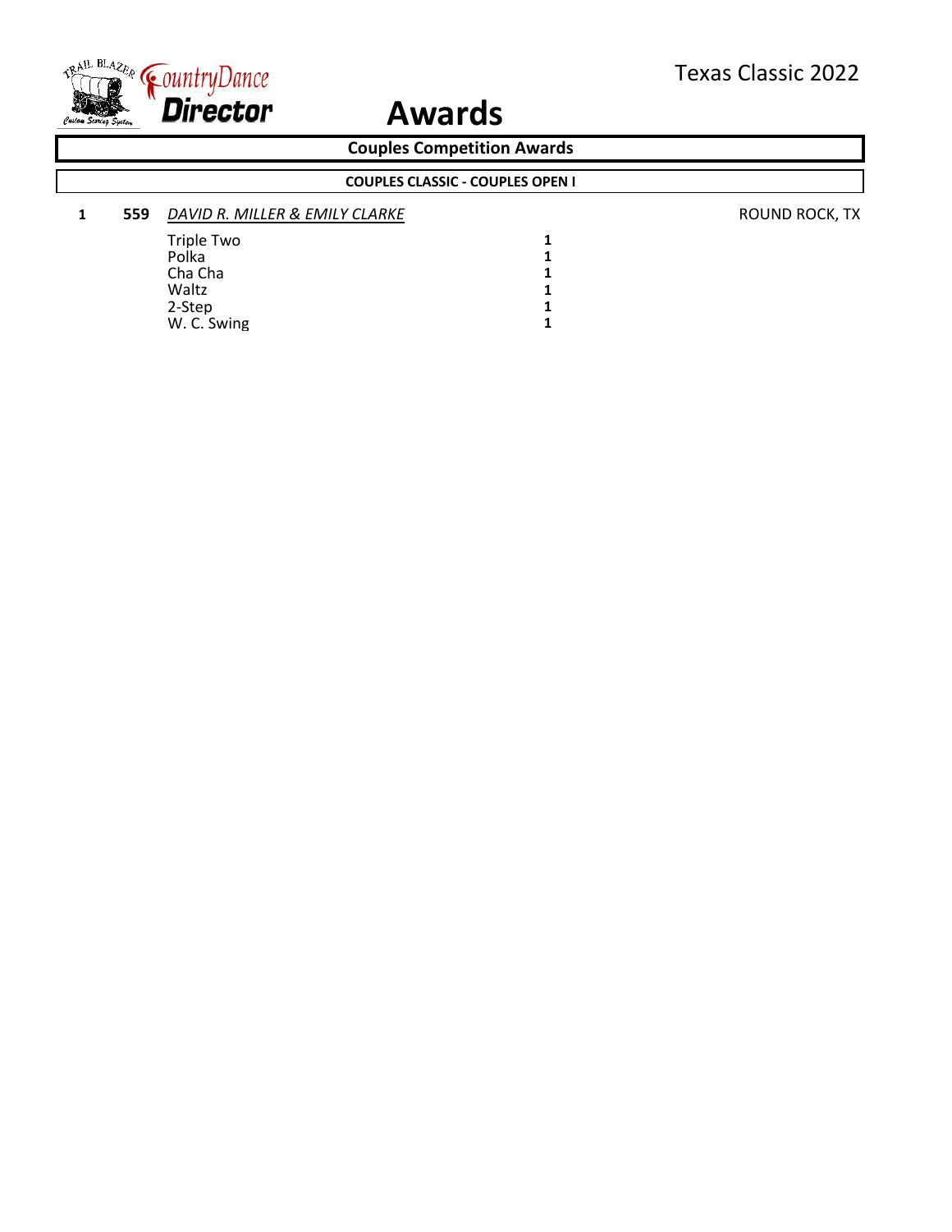# Awards

Texas Classic 2022

## Couples Competition Awards

### COUPLES CLASSIC - COUPLES OPEN I

| Place | No. | Couple | Location |
|---|---|---|---|
| 1 | 559 | *DAVID R. MILLER & EMILY CLARKE* | ROUND ROCK, TX |

| Dance | Place |
|---|---|
| Triple Two | **1** |
| Polka | **1** |
| Cha Cha | **1** |
| Waltz | **1** |
| 2-Step | **1** |
| W. C. Swing | **1** |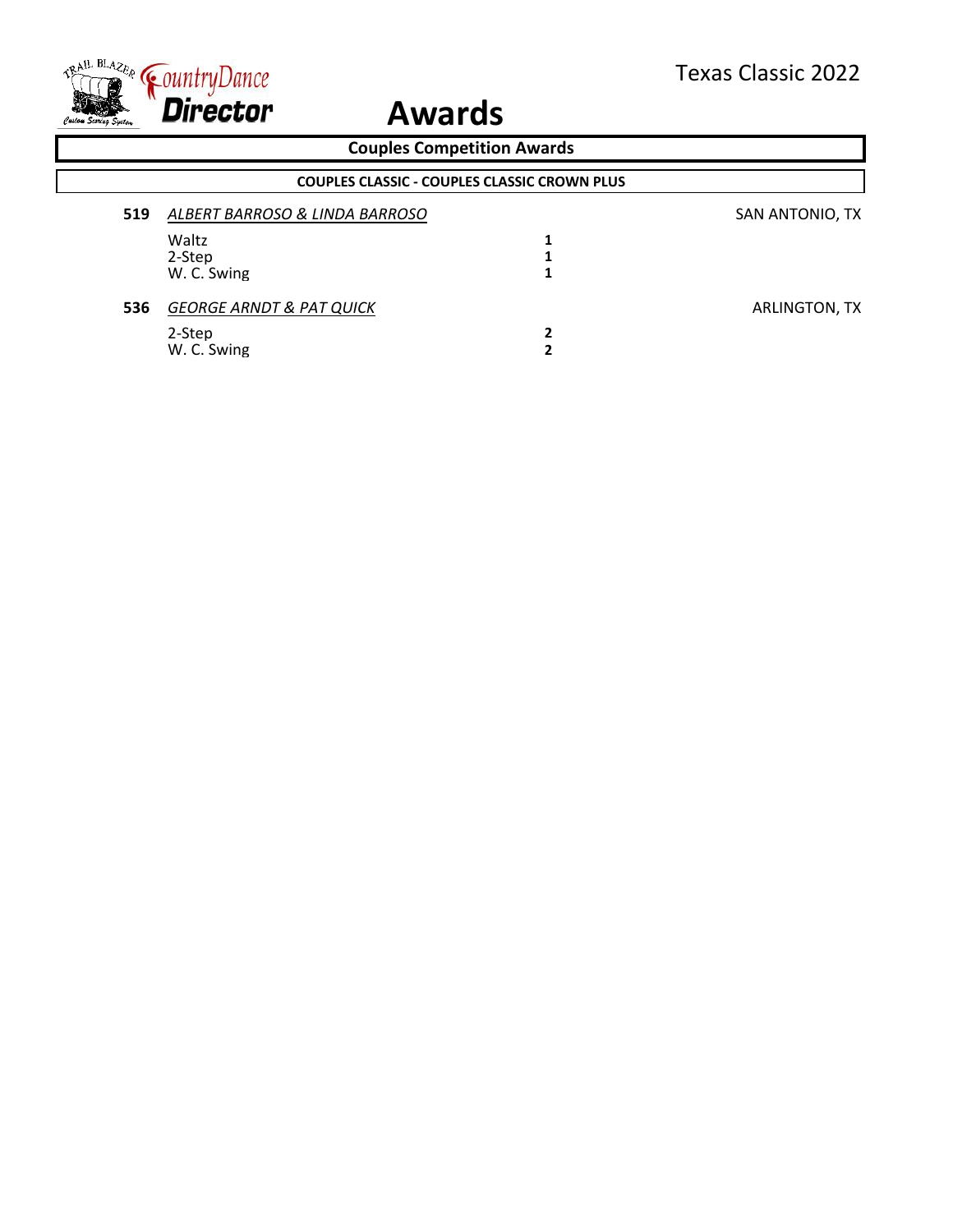# Awards

## Couples Competition Awards

### COUPLES CLASSIC - COUPLES CLASSIC CROWN PLUS

**519** *ALBERT BARROSO & LINDA BARROSO* — SAN ANTONIO, TX

| Dance | Place |
|---|---|
| Waltz | **1** |
| 2-Step | **1** |
| W. C. Swing | **1** |

**536** *GEORGE ARNDT & PAT QUICK* — ARLINGTON, TX

| Dance | Place |
|---|---|
| 2-Step | **2** |
| W. C. Swing | **2** |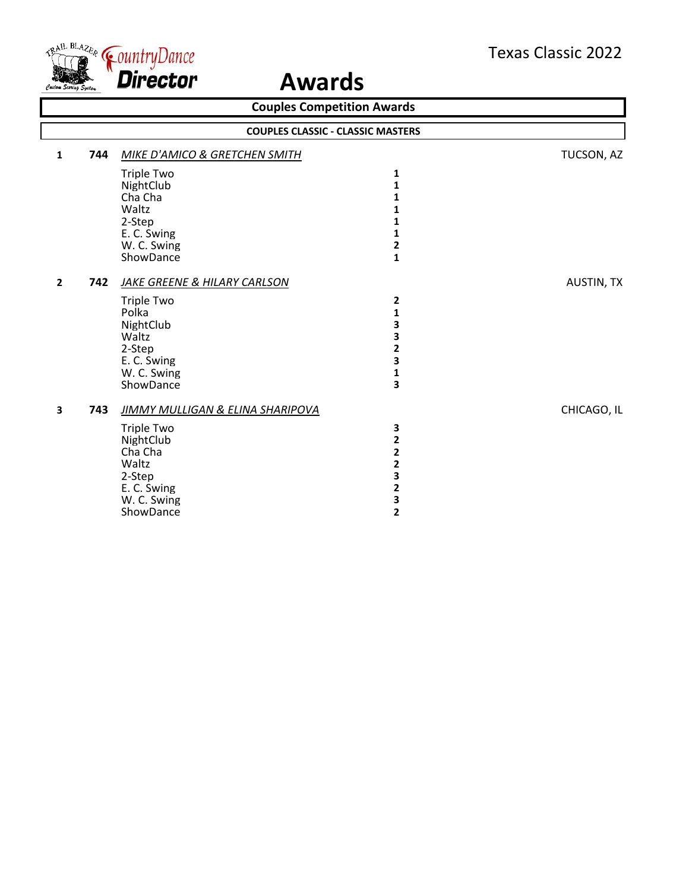# Awards

Texas Classic 2022

## Couples Competition Awards

### COUPLES CLASSIC - CLASSIC MASTERS

**1** **744** *MIKE D'AMICO & GRETCHEN SMITH* — TUCSON, AZ

| Dance | Place |
|---|---|
| Triple Two | 1 |
| NightClub | 1 |
| Cha Cha | 1 |
| Waltz | 1 |
| 2-Step | 1 |
| E. C. Swing | 1 |
| W. C. Swing | 2 |
| ShowDance | 1 |

**2** **742** *JAKE GREENE & HILARY CARLSON* — AUSTIN, TX

| Dance | Place |
|---|---|
| Triple Two | 2 |
| Polka | 1 |
| NightClub | 3 |
| Waltz | 3 |
| 2-Step | 2 |
| E. C. Swing | 3 |
| W. C. Swing | 1 |
| ShowDance | 3 |

**3** **743** *JIMMY MULLIGAN & ELINA SHARIPOVA* — CHICAGO, IL

| Dance | Place |
|---|---|
| Triple Two | 3 |
| NightClub | 2 |
| Cha Cha | 2 |
| Waltz | 2 |
| 2-Step | 3 |
| E. C. Swing | 2 |
| W. C. Swing | 3 |
| ShowDance | 2 |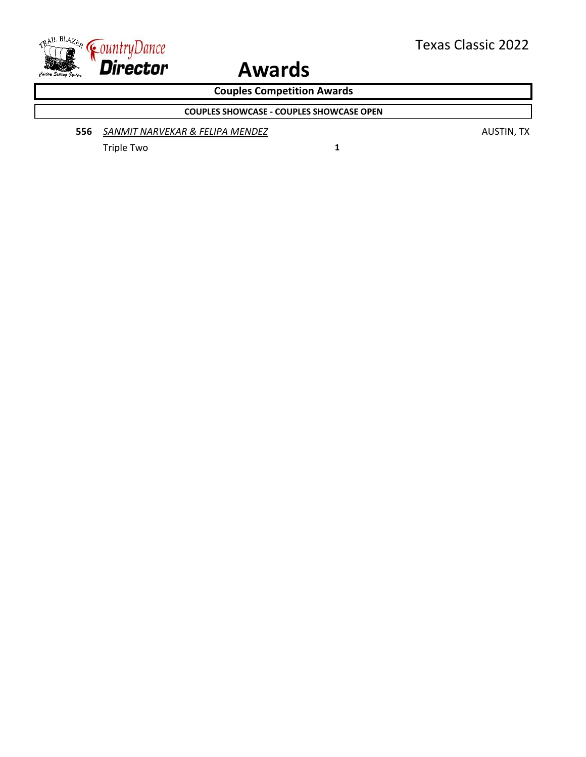# Awards

Texas Classic 2022

## Couples Competition Awards

### COUPLES SHOWCASE - COUPLES SHOWCASE OPEN

**556** *SANMIT NARVEKAR & FELIPA MENDEZ* AUSTIN, TX

Triple Two **1**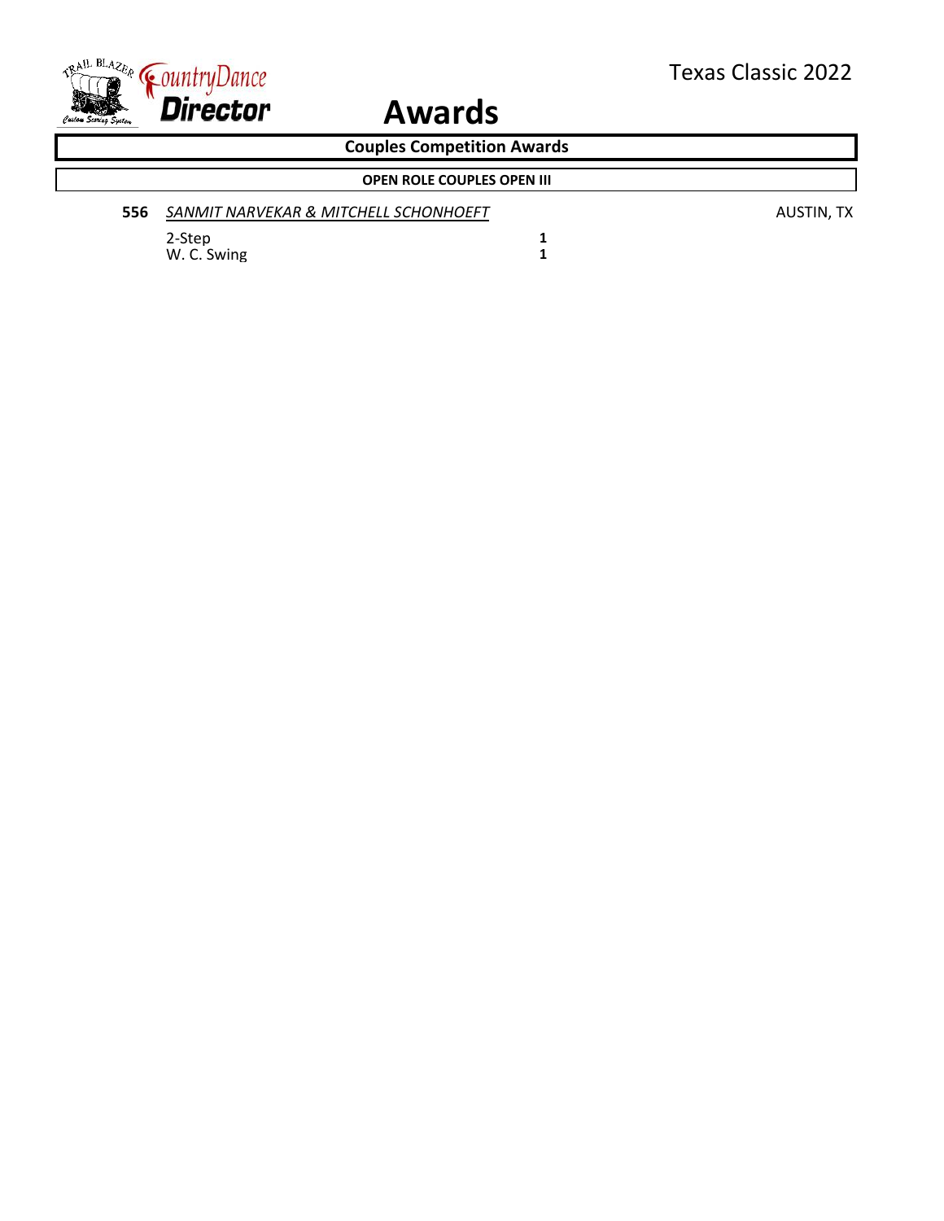# Awards

## Couples Competition Awards

### OPEN ROLE COUPLES OPEN III

**556** *SANMIT NARVEKAR & MITCHELL SCHONHOEFT* AUSTIN, TX

| | |
|---|---|
| 2-Step | **1** |
| W. C. Swing | **1** |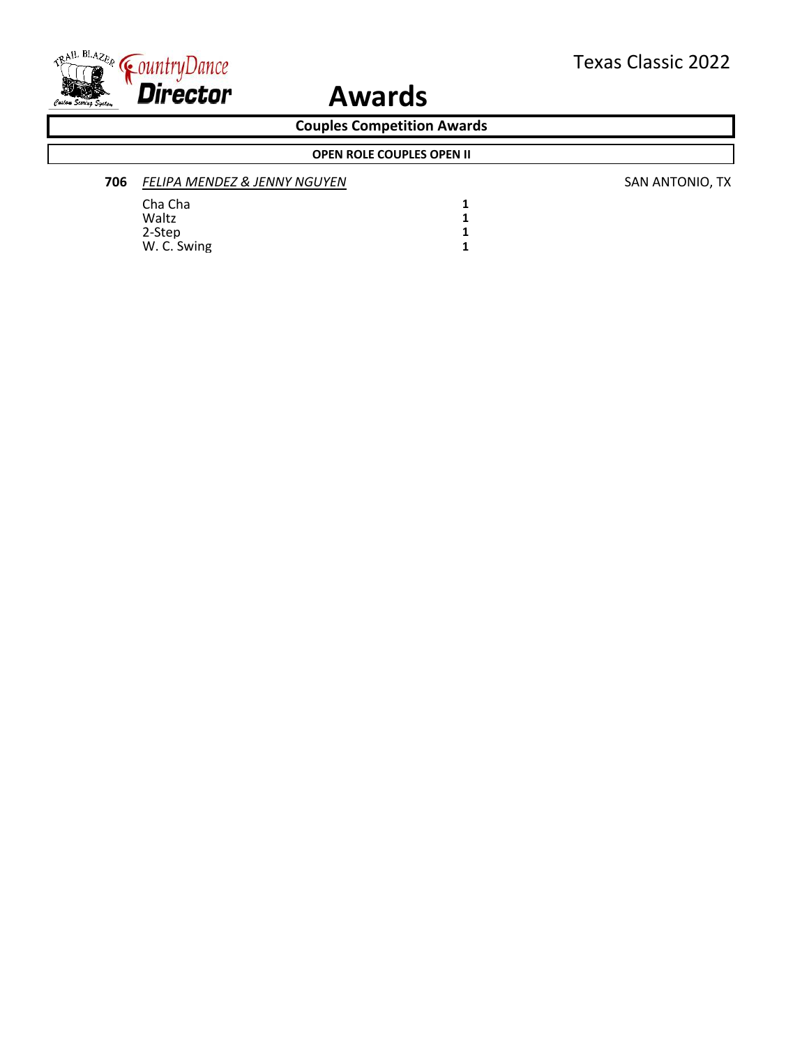# Awards

## Couples Competition Awards

### OPEN ROLE COUPLES OPEN II

**706** *FELIPA MENDEZ & JENNY NGUYEN* SAN ANTONIO, TX

| | |
|---|---|
| Cha Cha | **1** |
| Waltz | **1** |
| 2-Step | **1** |
| W. C. Swing | **1** |